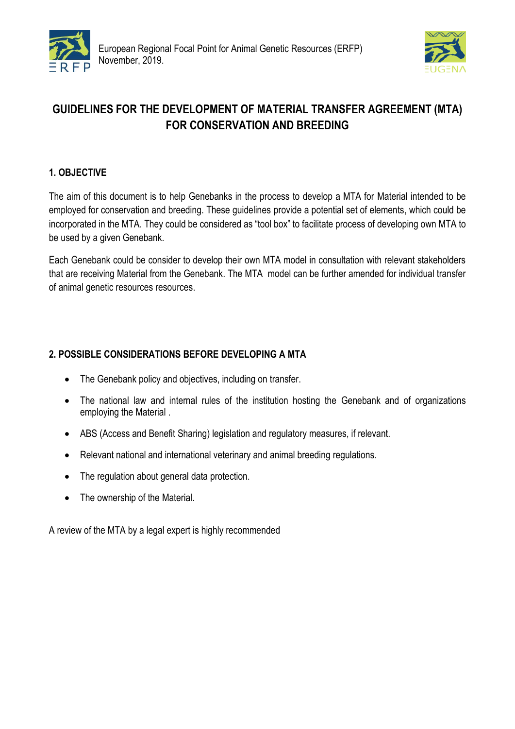European Regional Focal Point for Animal Genetic Resources (ERFP)
November, 2019.

# GUIDELINES FOR THE DEVELOPMENT OF MATERIAL TRANSFER AGREEMENT (MTA) FOR CONSERVATION AND BREEDING

## 1. OBJECTIVE

The aim of this document is to help Genebanks in the process to develop a MTA for Material intended to be employed for conservation and breeding. These guidelines provide a potential set of elements, which could be incorporated in the MTA. They could be considered as “tool box” to facilitate process of developing own MTA to be used by a given Genebank.

Each Genebank could be consider to develop their own MTA model in consultation with relevant stakeholders that are receiving Material from the Genebank. The MTA model can be further amended for individual transfer of animal genetic resources resources.

## 2. POSSIBLE CONSIDERATIONS BEFORE DEVELOPING A MTA

- The Genebank policy and objectives, including on transfer.
- The national law and internal rules of the institution hosting the Genebank and of organizations employing the Material .
- ABS (Access and Benefit Sharing) legislation and regulatory measures, if relevant.
- Relevant national and international veterinary and animal breeding regulations.
- The regulation about general data protection.
- The ownership of the Material.

A review of the MTA by a legal expert is highly recommended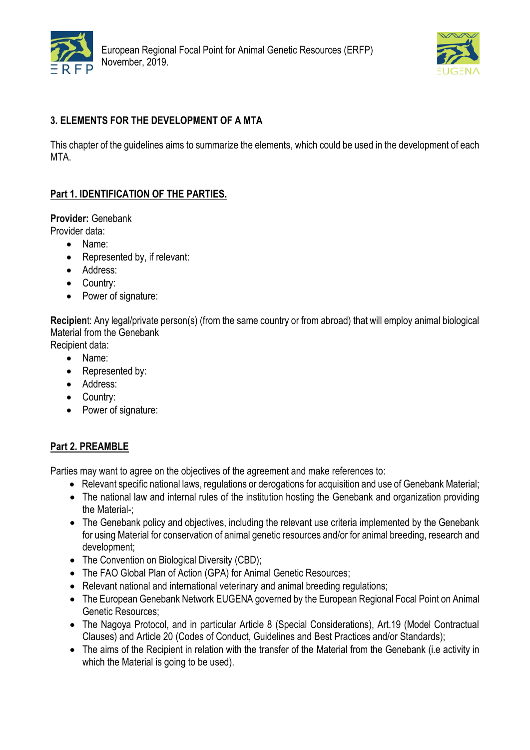## 3. ELEMENTS FOR THE DEVELOPMENT OF A MTA

This chapter of the guidelines aims to summarize the elements, which could be used in the development of each MTA.

### Part 1. IDENTIFICATION OF THE PARTIES.

**Provider:** Genebank
Provider data:

- Name:
- Represented by, if relevant:
- Address:
- Country:
- Power of signature:

**Recipien**t: Any legal/private person(s) (from the same country or from abroad) that will employ animal biological Material from the Genebank
Recipient data:

- Name:
- Represented by:
- Address:
- Country:
- Power of signature:

### Part 2. PREAMBLE

Parties may want to agree on the objectives of the agreement and make references to:

- Relevant specific national laws, regulations or derogations for acquisition and use of Genebank Material;
- The national law and internal rules of the institution hosting the Genebank and organization providing the Material-;
- The Genebank policy and objectives, including the relevant use criteria implemented by the Genebank for using Material for conservation of animal genetic resources and/or for animal breeding, research and development;
- The Convention on Biological Diversity (CBD);
- The FAO Global Plan of Action (GPA) for Animal Genetic Resources;
- Relevant national and international veterinary and animal breeding regulations;
- The European Genebank Network EUGENA governed by the European Regional Focal Point on Animal Genetic Resources;
- The Nagoya Protocol, and in particular Article 8 (Special Considerations), Art.19 (Model Contractual Clauses) and Article 20 (Codes of Conduct, Guidelines and Best Practices and/or Standards);
- The aims of the Recipient in relation with the transfer of the Material from the Genebank (i.e activity in which the Material is going to be used).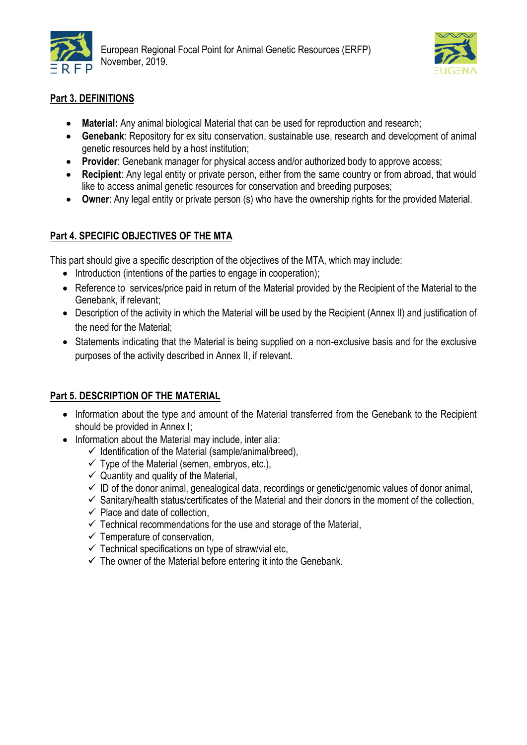## Part 3. DEFINITIONS

- **Material:** Any animal biological Material that can be used for reproduction and research;
- **Genebank**: Repository for ex situ conservation, sustainable use, research and development of animal genetic resources held by a host institution;
- **Provider**: Genebank manager for physical access and/or authorized body to approve access;
- **Recipient**: Any legal entity or private person, either from the same country or from abroad, that would like to access animal genetic resources for conservation and breeding purposes;
- **Owner**: Any legal entity or private person (s) who have the ownership rights for the provided Material.

## Part 4. SPECIFIC OBJECTIVES OF THE MTA

This part should give a specific description of the objectives of the MTA, which may include:

- Introduction (intentions of the parties to engage in cooperation);
- Reference to services/price paid in return of the Material provided by the Recipient of the Material to the Genebank, if relevant;
- Description of the activity in which the Material will be used by the Recipient (Annex II) and justification of the need for the Material;
- Statements indicating that the Material is being supplied on a non-exclusive basis and for the exclusive purposes of the activity described in Annex II, if relevant.

## Part 5. DESCRIPTION OF THE MATERIAL

- Information about the type and amount of the Material transferred from the Genebank to the Recipient should be provided in Annex I;
- Information about the Material may include, inter alia:
  - ✓ Identification of the Material (sample/animal/breed),
  - ✓ Type of the Material (semen, embryos, etc.),
  - ✓ Quantity and quality of the Material,
  - ✓ ID of the donor animal, genealogical data, recordings or genetic/genomic values of donor animal,
  - ✓ Sanitary/health status/certificates of the Material and their donors in the moment of the collection,
  - ✓ Place and date of collection,
  - ✓ Technical recommendations for the use and storage of the Material,
  - ✓ Temperature of conservation,
  - ✓ Technical specifications on type of straw/vial etc,
  - ✓ The owner of the Material before entering it into the Genebank.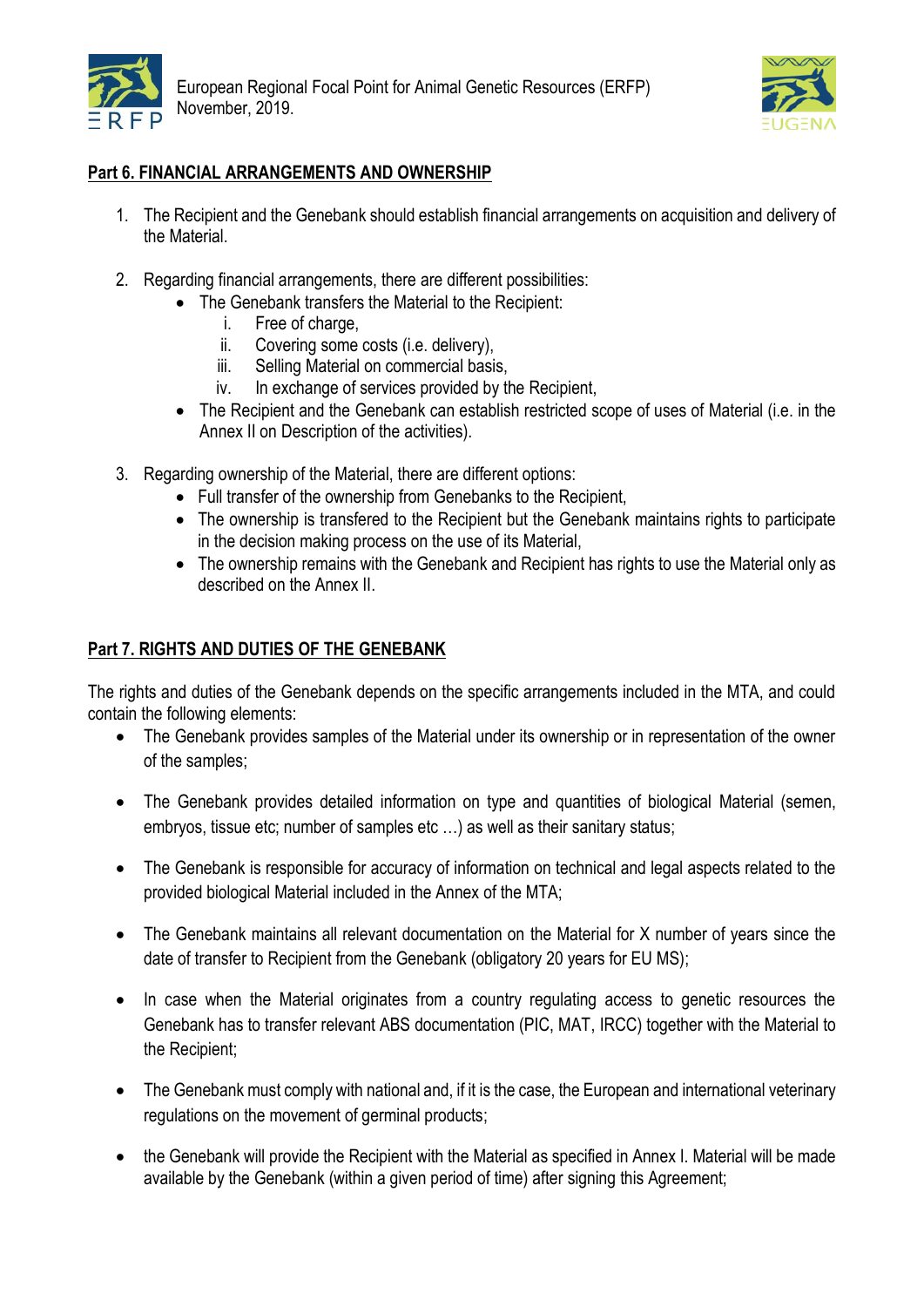## Part 6. FINANCIAL ARRANGEMENTS AND OWNERSHIP

1. The Recipient and the Genebank should establish financial arrangements on acquisition and delivery of the Material.

2. Regarding financial arrangements, there are different possibilities:
   - The Genebank transfers the Material to the Recipient:
     i. Free of charge,
     ii. Covering some costs (i.e. delivery),
     iii. Selling Material on commercial basis,
     iv. In exchange of services provided by the Recipient,
   - The Recipient and the Genebank can establish restricted scope of uses of Material (i.e. in the Annex II on Description of the activities).

3. Regarding ownership of the Material, there are different options:
   - Full transfer of the ownership from Genebanks to the Recipient,
   - The ownership is transfered to the Recipient but the Genebank maintains rights to participate in the decision making process on the use of its Material,
   - The ownership remains with the Genebank and Recipient has rights to use the Material only as described on the Annex II.

## Part 7. RIGHTS AND DUTIES OF THE GENEBANK

The rights and duties of the Genebank depends on the specific arrangements included in the MTA, and could contain the following elements:

- The Genebank provides samples of the Material under its ownership or in representation of the owner of the samples;

- The Genebank provides detailed information on type and quantities of biological Material (semen, embryos, tissue etc; number of samples etc …) as well as their sanitary status;

- The Genebank is responsible for accuracy of information on technical and legal aspects related to the provided biological Material included in the Annex of the MTA;

- The Genebank maintains all relevant documentation on the Material for X number of years since the date of transfer to Recipient from the Genebank (obligatory 20 years for EU MS);

- In case when the Material originates from a country regulating access to genetic resources the Genebank has to transfer relevant ABS documentation (PIC, MAT, IRCC) together with the Material to the Recipient;

- The Genebank must comply with national and, if it is the case, the European and international veterinary regulations on the movement of germinal products;

- the Genebank will provide the Recipient with the Material as specified in Annex I. Material will be made available by the Genebank (within a given period of time) after signing this Agreement;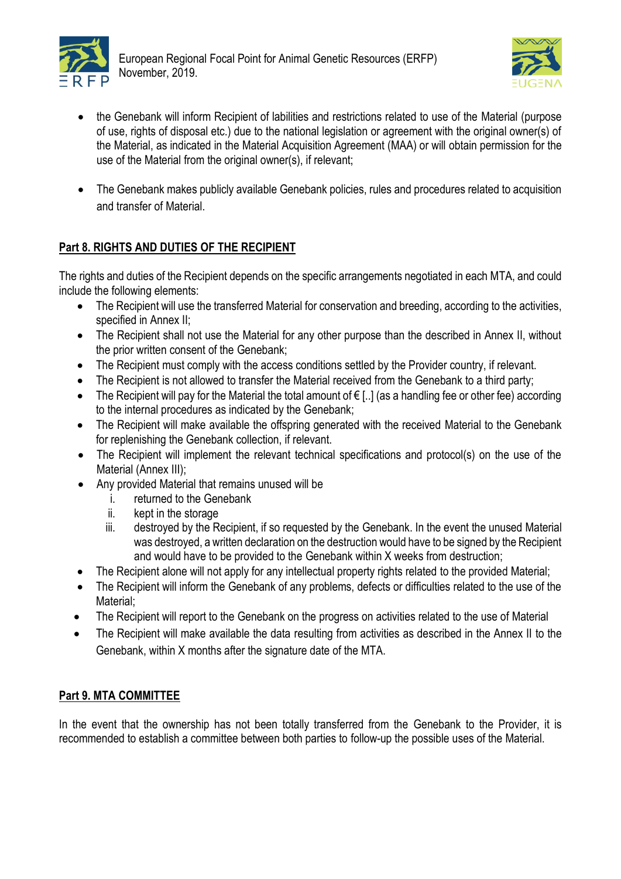- the Genebank will inform Recipient of labilities and restrictions related to use of the Material (purpose of use, rights of disposal etc.) due to the national legislation or agreement with the original owner(s) of the Material, as indicated in the Material Acquisition Agreement (MAA) or will obtain permission for the use of the Material from the original owner(s), if relevant;

- The Genebank makes publicly available Genebank policies, rules and procedures related to acquisition and transfer of Material.

## Part 8. RIGHTS AND DUTIES OF THE RECIPIENT

The rights and duties of the Recipient depends on the specific arrangements negotiated in each MTA, and could include the following elements:

- The Recipient will use the transferred Material for conservation and breeding, according to the activities, specified in Annex II;
- The Recipient shall not use the Material for any other purpose than the described in Annex II, without the prior written consent of the Genebank;
- The Recipient must comply with the access conditions settled by the Provider country, if relevant.
- The Recipient is not allowed to transfer the Material received from the Genebank to a third party;
- The Recipient will pay for the Material the total amount of € [..] (as a handling fee or other fee) according to the internal procedures as indicated by the Genebank;
- The Recipient will make available the offspring generated with the received Material to the Genebank for replenishing the Genebank collection, if relevant.
- The Recipient will implement the relevant technical specifications and protocol(s) on the use of the Material (Annex III);
- Any provided Material that remains unused will be
  1. returned to the Genebank
  2. kept in the storage
  3. destroyed by the Recipient, if so requested by the Genebank. In the event the unused Material was destroyed, a written declaration on the destruction would have to be signed by the Recipient and would have to be provided to the Genebank within X weeks from destruction;
- The Recipient alone will not apply for any intellectual property rights related to the provided Material;
- The Recipient will inform the Genebank of any problems, defects or difficulties related to the use of the Material;
- The Recipient will report to the Genebank on the progress on activities related to the use of Material
- The Recipient will make available the data resulting from activities as described in the Annex II to the Genebank, within X months after the signature date of the MTA.

## Part 9. MTA COMMITTEE

In the event that the ownership has not been totally transferred from the Genebank to the Provider, it is recommended to establish a committee between both parties to follow-up the possible uses of the Material.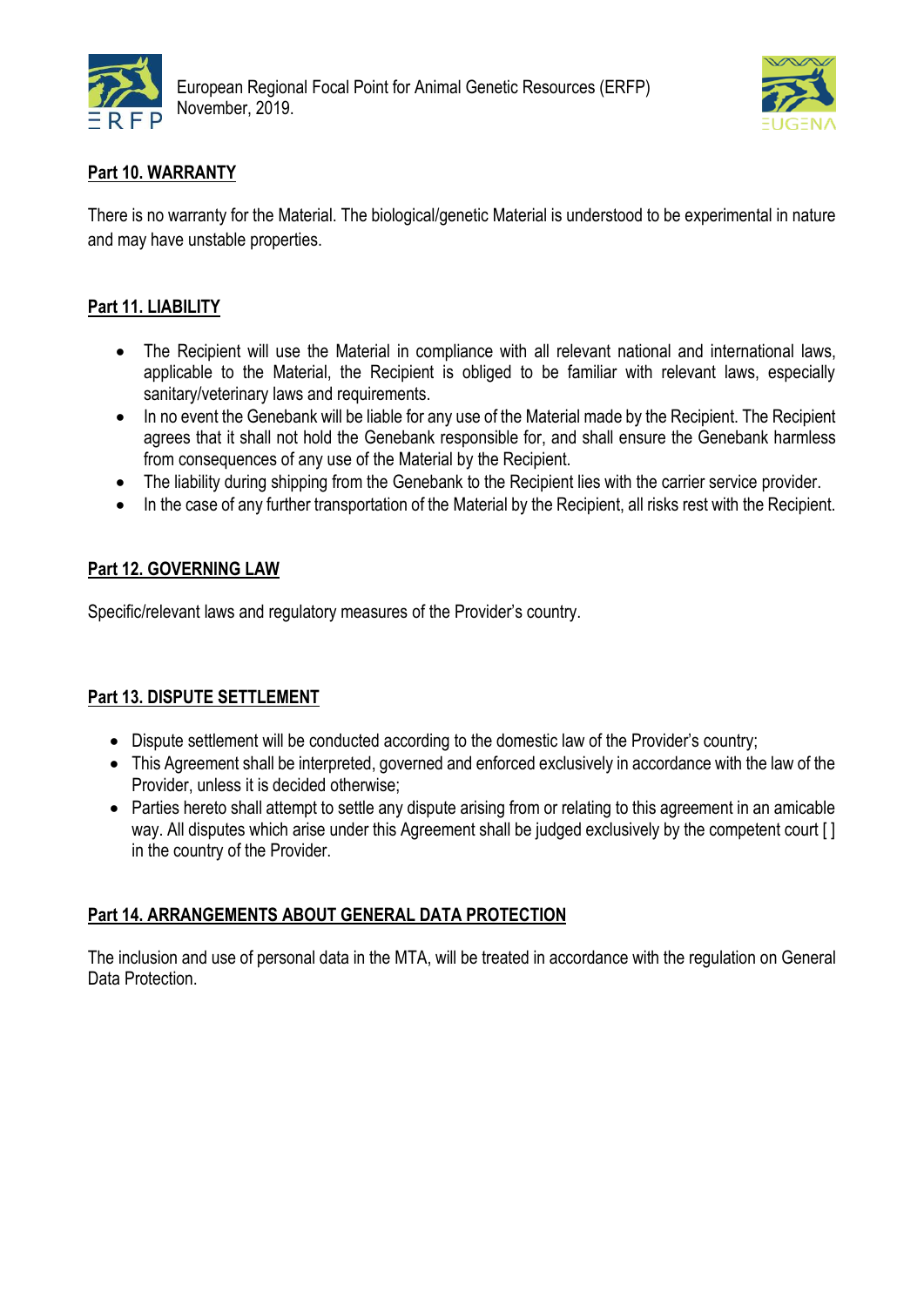## Part 10. WARRANTY

There is no warranty for the Material. The biological/genetic Material is understood to be experimental in nature and may have unstable properties.

## Part 11. LIABILITY

- The Recipient will use the Material in compliance with all relevant national and international laws, applicable to the Material, the Recipient is obliged to be familiar with relevant laws, especially sanitary/veterinary laws and requirements.
- In no event the Genebank will be liable for any use of the Material made by the Recipient. The Recipient agrees that it shall not hold the Genebank responsible for, and shall ensure the Genebank harmless from consequences of any use of the Material by the Recipient.
- The liability during shipping from the Genebank to the Recipient lies with the carrier service provider.
- In the case of any further transportation of the Material by the Recipient, all risks rest with the Recipient.

## Part 12. GOVERNING LAW

Specific/relevant laws and regulatory measures of the Provider's country.

## Part 13. DISPUTE SETTLEMENT

- Dispute settlement will be conducted according to the domestic law of the Provider's country;
- This Agreement shall be interpreted, governed and enforced exclusively in accordance with the law of the Provider, unless it is decided otherwise;
- Parties hereto shall attempt to settle any dispute arising from or relating to this agreement in an amicable way. All disputes which arise under this Agreement shall be judged exclusively by the competent court [ ] in the country of the Provider.

## Part 14. ARRANGEMENTS ABOUT GENERAL DATA PROTECTION

The inclusion and use of personal data in the MTA, will be treated in accordance with the regulation on General Data Protection.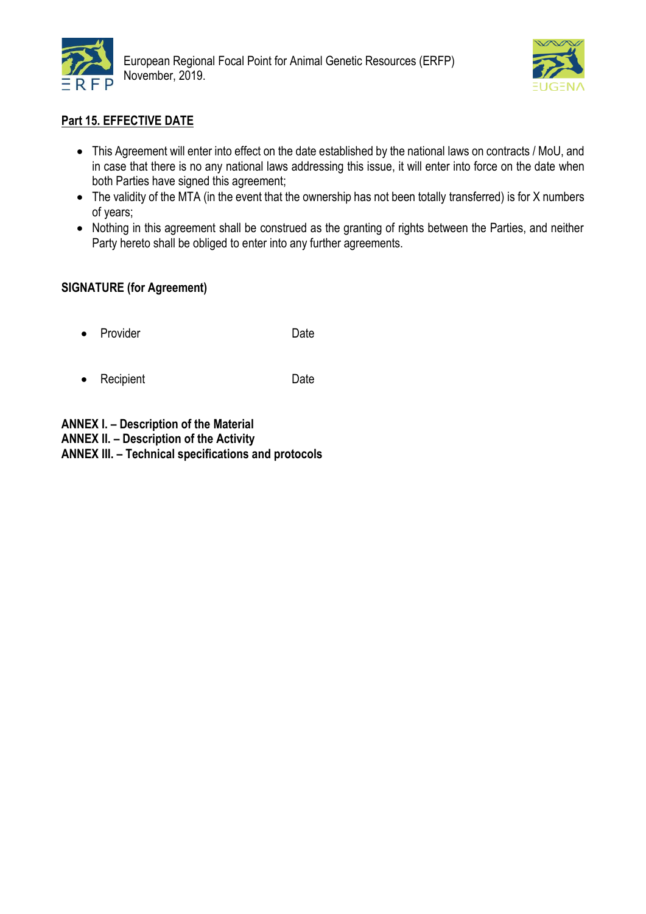## Part 15. EFFECTIVE DATE

- This Agreement will enter into effect on the date established by the national laws on contracts / MoU, and in case that there is no any national laws addressing this issue, it will enter into force on the date when both Parties have signed this agreement;
- The validity of the MTA (in the event that the ownership has not been totally transferred) is for X numbers of years;
- Nothing in this agreement shall be construed as the granting of rights between the Parties, and neither Party hereto shall be obliged to enter into any further agreements.

**SIGNATURE (for Agreement)**

- Provider Date

- Recipient Date

**ANNEX I. – Description of the Material**
**ANNEX II. – Description of the Activity**
**ANNEX III. – Technical specifications and protocols**